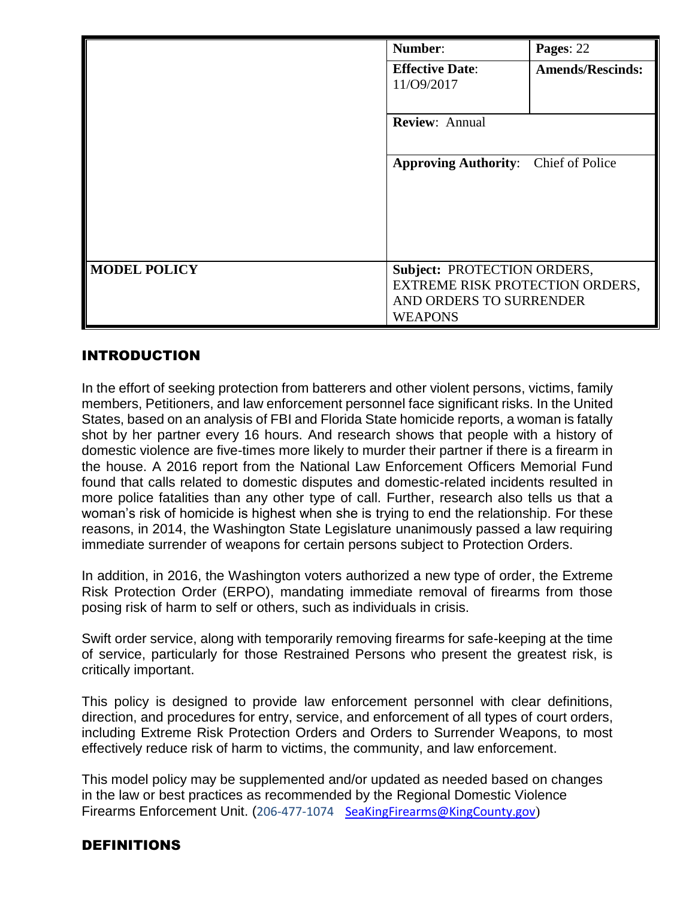| | Number: | Pages: 22 |
|---|---|---|
| | Effective Date: 11/O9/2017 | Amends/Rescinds: |
| | Review: Annual | |
| | Approving Authority: Chief of Police | |
| MODEL POLICY | Subject: PROTECTION ORDERS, EXTREME RISK PROTECTION ORDERS, AND ORDERS TO SURRENDER WEAPONS | |

## INTRODUCTION

In the effort of seeking protection from batterers and other violent persons, victims, family members, Petitioners, and law enforcement personnel face significant risks. In the United States, based on an analysis of FBI and Florida State homicide reports, a woman is fatally shot by her partner every 16 hours. And research shows that people with a history of domestic violence are five-times more likely to murder their partner if there is a firearm in the house. A 2016 report from the National Law Enforcement Officers Memorial Fund found that calls related to domestic disputes and domestic-related incidents resulted in more police fatalities than any other type of call. Further, research also tells us that a woman's risk of homicide is highest when she is trying to end the relationship. For these reasons, in 2014, the Washington State Legislature unanimously passed a law requiring immediate surrender of weapons for certain persons subject to Protection Orders.

In addition, in 2016, the Washington voters authorized a new type of order, the Extreme Risk Protection Order (ERPO), mandating immediate removal of firearms from those posing risk of harm to self or others, such as individuals in crisis.

Swift order service, along with temporarily removing firearms for safe-keeping at the time of service, particularly for those Restrained Persons who present the greatest risk, is critically important.

This policy is designed to provide law enforcement personnel with clear definitions, direction, and procedures for entry, service, and enforcement of all types of court orders, including Extreme Risk Protection Orders and Orders to Surrender Weapons, to most effectively reduce risk of harm to victims, the community, and law enforcement.

This model policy may be supplemented and/or updated as needed based on changes in the law or best practices as recommended by the Regional Domestic Violence Firearms Enforcement Unit. (206-477-1074 SeaKingFirearms@KingCounty.gov)

## DEFINITIONS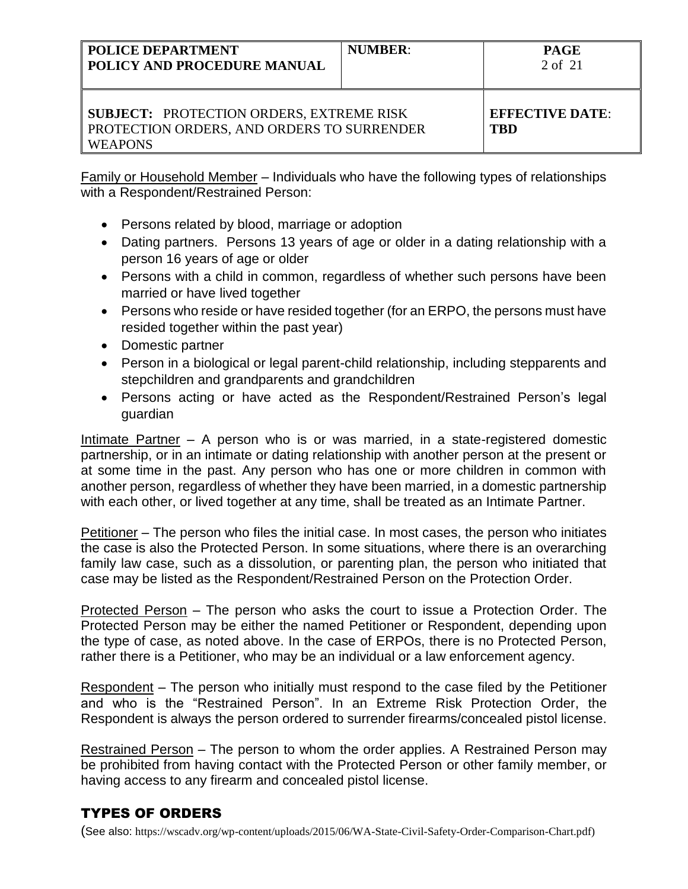Family or Household Member – Individuals who have the following types of relationships with a Respondent/Restrained Person:

- Persons related by blood, marriage or adoption
- Dating partners. Persons 13 years of age or older in a dating relationship with a person 16 years of age or older
- Persons with a child in common, regardless of whether such persons have been married or have lived together
- Persons who reside or have resided together (for an ERPO, the persons must have resided together within the past year)
- Domestic partner
- Person in a biological or legal parent-child relationship, including stepparents and stepchildren and grandparents and grandchildren
- Persons acting or have acted as the Respondent/Restrained Person's legal guardian

Intimate Partner – A person who is or was married, in a state-registered domestic partnership, or in an intimate or dating relationship with another person at the present or at some time in the past. Any person who has one or more children in common with another person, regardless of whether they have been married, in a domestic partnership with each other, or lived together at any time, shall be treated as an Intimate Partner.

Petitioner – The person who files the initial case. In most cases, the person who initiates the case is also the Protected Person. In some situations, where there is an overarching family law case, such as a dissolution, or parenting plan, the person who initiated that case may be listed as the Respondent/Restrained Person on the Protection Order.

Protected Person – The person who asks the court to issue a Protection Order. The Protected Person may be either the named Petitioner or Respondent, depending upon the type of case, as noted above. In the case of ERPOs, there is no Protected Person, rather there is a Petitioner, who may be an individual or a law enforcement agency.

Respondent – The person who initially must respond to the case filed by the Petitioner and who is the "Restrained Person". In an Extreme Risk Protection Order, the Respondent is always the person ordered to surrender firearms/concealed pistol license.

Restrained Person – The person to whom the order applies. A Restrained Person may be prohibited from having contact with the Protected Person or other family member, or having access to any firearm and concealed pistol license.

## TYPES OF ORDERS

(See also: https://wscadv.org/wp-content/uploads/2015/06/WA-State-Civil-Safety-Order-Comparison-Chart.pdf)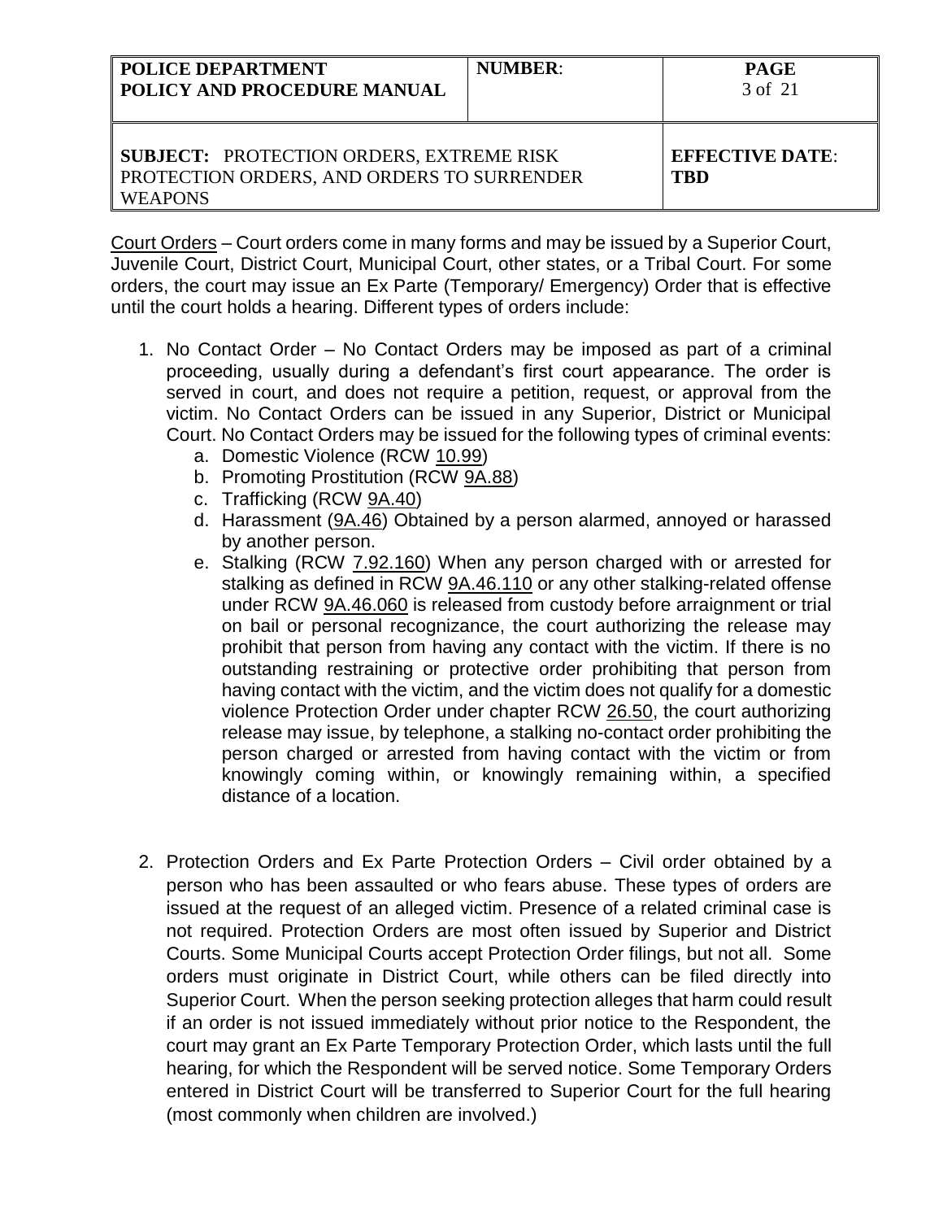Court Orders – Court orders come in many forms and may be issued by a Superior Court, Juvenile Court, District Court, Municipal Court, other states, or a Tribal Court. For some orders, the court may issue an Ex Parte (Temporary/ Emergency) Order that is effective until the court holds a hearing. Different types of orders include:

1. No Contact Order – No Contact Orders may be imposed as part of a criminal proceeding, usually during a defendant's first court appearance. The order is served in court, and does not require a petition, request, or approval from the victim. No Contact Orders can be issued in any Superior, District or Municipal Court. No Contact Orders may be issued for the following types of criminal events:
   a. Domestic Violence (RCW 10.99)
   b. Promoting Prostitution (RCW 9A.88)
   c. Trafficking (RCW 9A.40)
   d. Harassment (9A.46) Obtained by a person alarmed, annoyed or harassed by another person.
   e. Stalking (RCW 7.92.160) When any person charged with or arrested for stalking as defined in RCW 9A.46.110 or any other stalking-related offense under RCW 9A.46.060 is released from custody before arraignment or trial on bail or personal recognizance, the court authorizing the release may prohibit that person from having any contact with the victim. If there is no outstanding restraining or protective order prohibiting that person from having contact with the victim, and the victim does not qualify for a domestic violence Protection Order under chapter RCW 26.50, the court authorizing release may issue, by telephone, a stalking no-contact order prohibiting the person charged or arrested from having contact with the victim or from knowingly coming within, or knowingly remaining within, a specified distance of a location.

2. Protection Orders and Ex Parte Protection Orders – Civil order obtained by a person who has been assaulted or who fears abuse. These types of orders are issued at the request of an alleged victim. Presence of a related criminal case is not required. Protection Orders are most often issued by Superior and District Courts. Some Municipal Courts accept Protection Order filings, but not all. Some orders must originate in District Court, while others can be filed directly into Superior Court. When the person seeking protection alleges that harm could result if an order is not issued immediately without prior notice to the Respondent, the court may grant an Ex Parte Temporary Protection Order, which lasts until the full hearing, for which the Respondent will be served notice. Some Temporary Orders entered in District Court will be transferred to Superior Court for the full hearing (most commonly when children are involved.)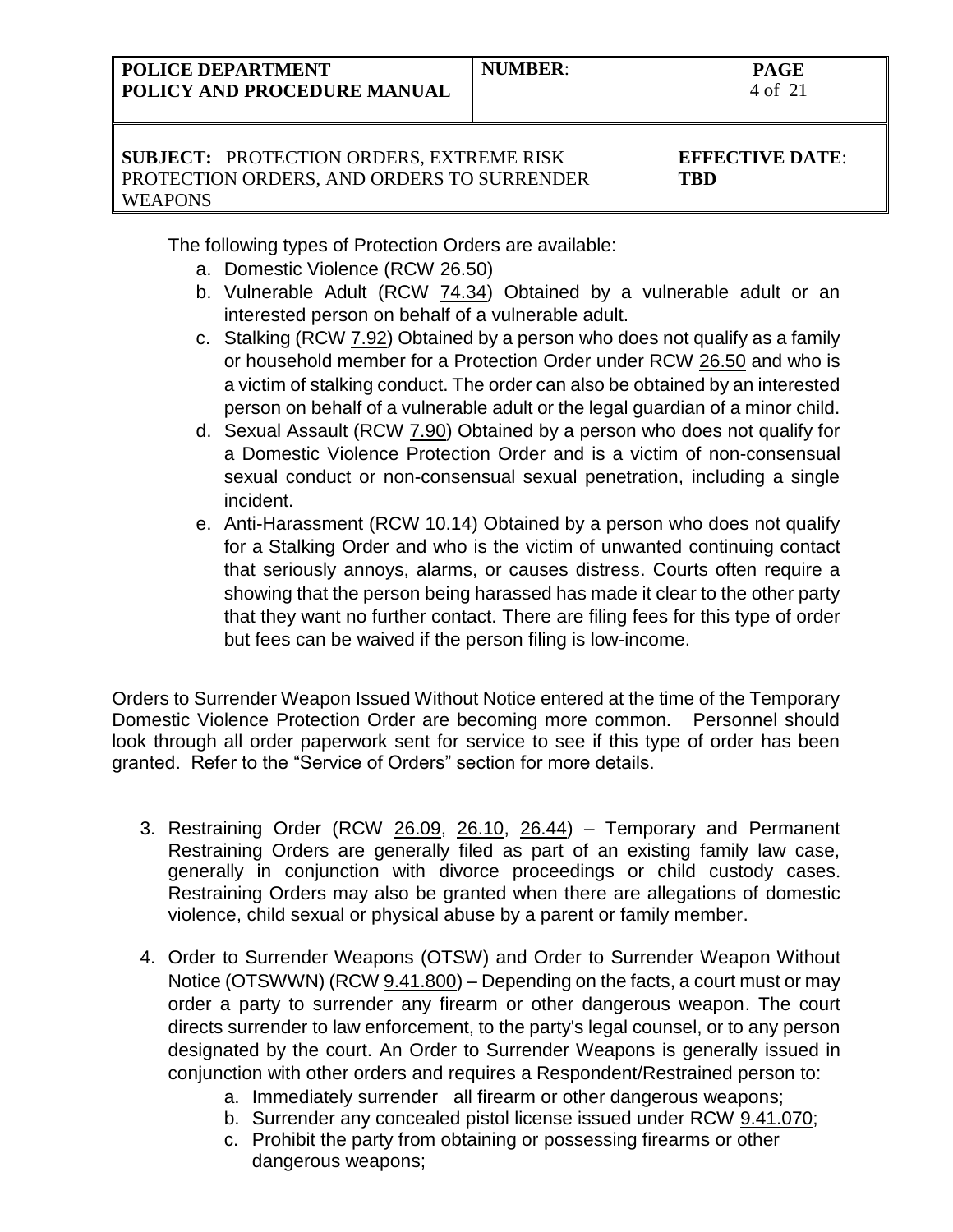The following types of Protection Orders are available:

a. Domestic Violence (RCW 26.50)
b. Vulnerable Adult (RCW 74.34) Obtained by a vulnerable adult or an interested person on behalf of a vulnerable adult.
c. Stalking (RCW 7.92) Obtained by a person who does not qualify as a family or household member for a Protection Order under RCW 26.50 and who is a victim of stalking conduct. The order can also be obtained by an interested person on behalf of a vulnerable adult or the legal guardian of a minor child.
d. Sexual Assault (RCW 7.90) Obtained by a person who does not qualify for a Domestic Violence Protection Order and is a victim of non-consensual sexual conduct or non-consensual sexual penetration, including a single incident.
e. Anti-Harassment (RCW 10.14) Obtained by a person who does not qualify for a Stalking Order and who is the victim of unwanted continuing contact that seriously annoys, alarms, or causes distress. Courts often require a showing that the person being harassed has made it clear to the other party that they want no further contact. There are filing fees for this type of order but fees can be waived if the person filing is low-income.

Orders to Surrender Weapon Issued Without Notice entered at the time of the Temporary Domestic Violence Protection Order are becoming more common. Personnel should look through all order paperwork sent for service to see if this type of order has been granted. Refer to the "Service of Orders" section for more details.

3. Restraining Order (RCW 26.09, 26.10, 26.44) – Temporary and Permanent Restraining Orders are generally filed as part of an existing family law case, generally in conjunction with divorce proceedings or child custody cases. Restraining Orders may also be granted when there are allegations of domestic violence, child sexual or physical abuse by a parent or family member.

4. Order to Surrender Weapons (OTSW) and Order to Surrender Weapon Without Notice (OTSWWN) (RCW 9.41.800) – Depending on the facts, a court must or may order a party to surrender any firearm or other dangerous weapon. The court directs surrender to law enforcement, to the party's legal counsel, or to any person designated by the court. An Order to Surrender Weapons is generally issued in conjunction with other orders and requires a Respondent/Restrained person to:
    a. Immediately surrender all firearm or other dangerous weapons;
    b. Surrender any concealed pistol license issued under RCW 9.41.070;
    c. Prohibit the party from obtaining or possessing firearms or other dangerous weapons;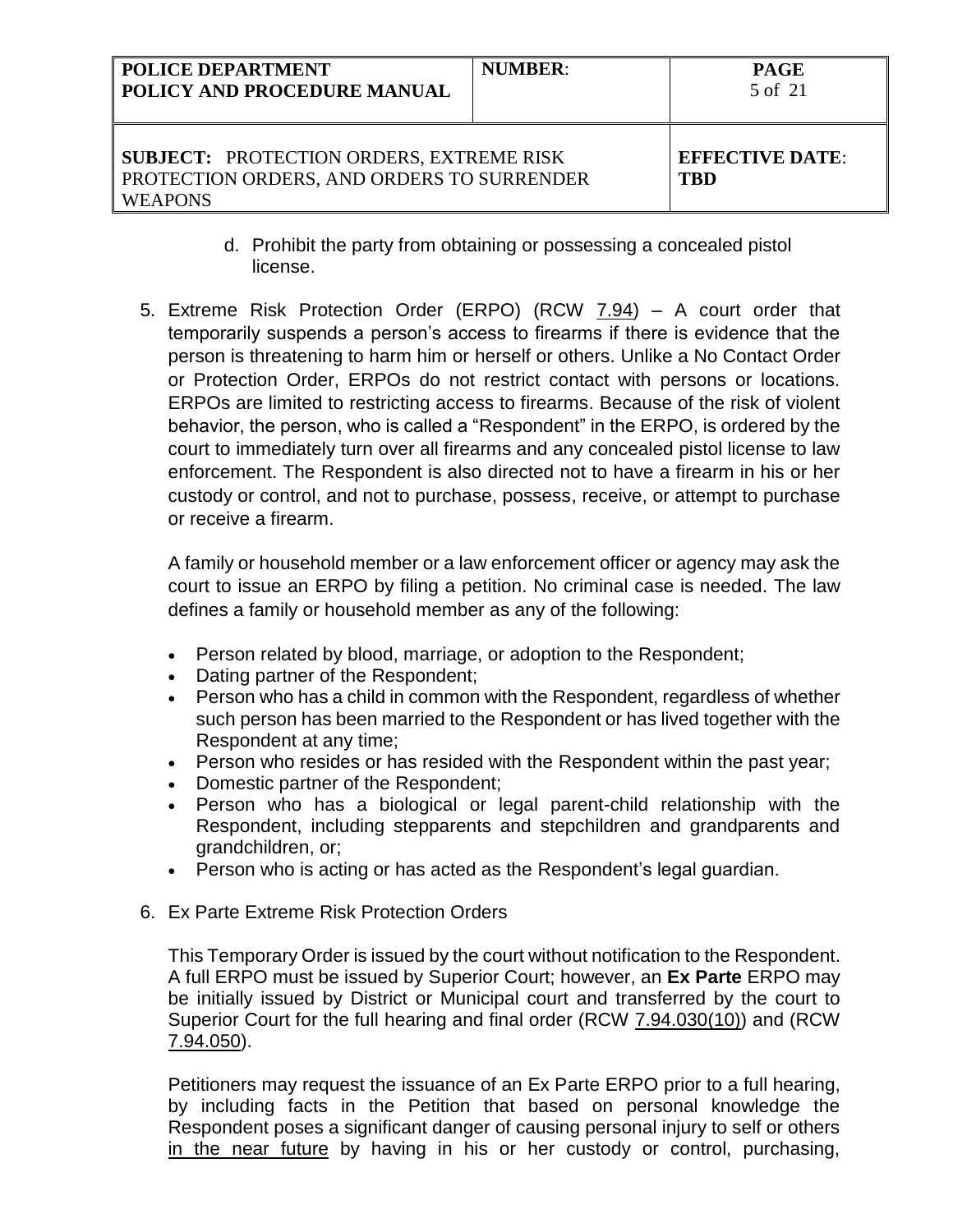d. Prohibit the party from obtaining or possessing a concealed pistol license.

5. Extreme Risk Protection Order (ERPO) (RCW 7.94) – A court order that temporarily suspends a person's access to firearms if there is evidence that the person is threatening to harm him or herself or others. Unlike a No Contact Order or Protection Order, ERPOs do not restrict contact with persons or locations. ERPOs are limited to restricting access to firearms. Because of the risk of violent behavior, the person, who is called a "Respondent" in the ERPO, is ordered by the court to immediately turn over all firearms and any concealed pistol license to law enforcement. The Respondent is also directed not to have a firearm in his or her custody or control, and not to purchase, possess, receive, or attempt to purchase or receive a firearm.

   A family or household member or a law enforcement officer or agency may ask the court to issue an ERPO by filing a petition. No criminal case is needed. The law defines a family or household member as any of the following:

   - Person related by blood, marriage, or adoption to the Respondent;
   - Dating partner of the Respondent;
   - Person who has a child in common with the Respondent, regardless of whether such person has been married to the Respondent or has lived together with the Respondent at any time;
   - Person who resides or has resided with the Respondent within the past year;
   - Domestic partner of the Respondent;
   - Person who has a biological or legal parent-child relationship with the Respondent, including stepparents and stepchildren and grandparents and grandchildren, or;
   - Person who is acting or has acted as the Respondent's legal guardian.

6. Ex Parte Extreme Risk Protection Orders

   This Temporary Order is issued by the court without notification to the Respondent. A full ERPO must be issued by Superior Court; however, an **Ex Parte** ERPO may be initially issued by District or Municipal court and transferred by the court to Superior Court for the full hearing and final order (RCW 7.94.030(10)) and (RCW 7.94.050).

   Petitioners may request the issuance of an Ex Parte ERPO prior to a full hearing, by including facts in the Petition that based on personal knowledge the Respondent poses a significant danger of causing personal injury to self or others in the near future by having in his or her custody or control, purchasing,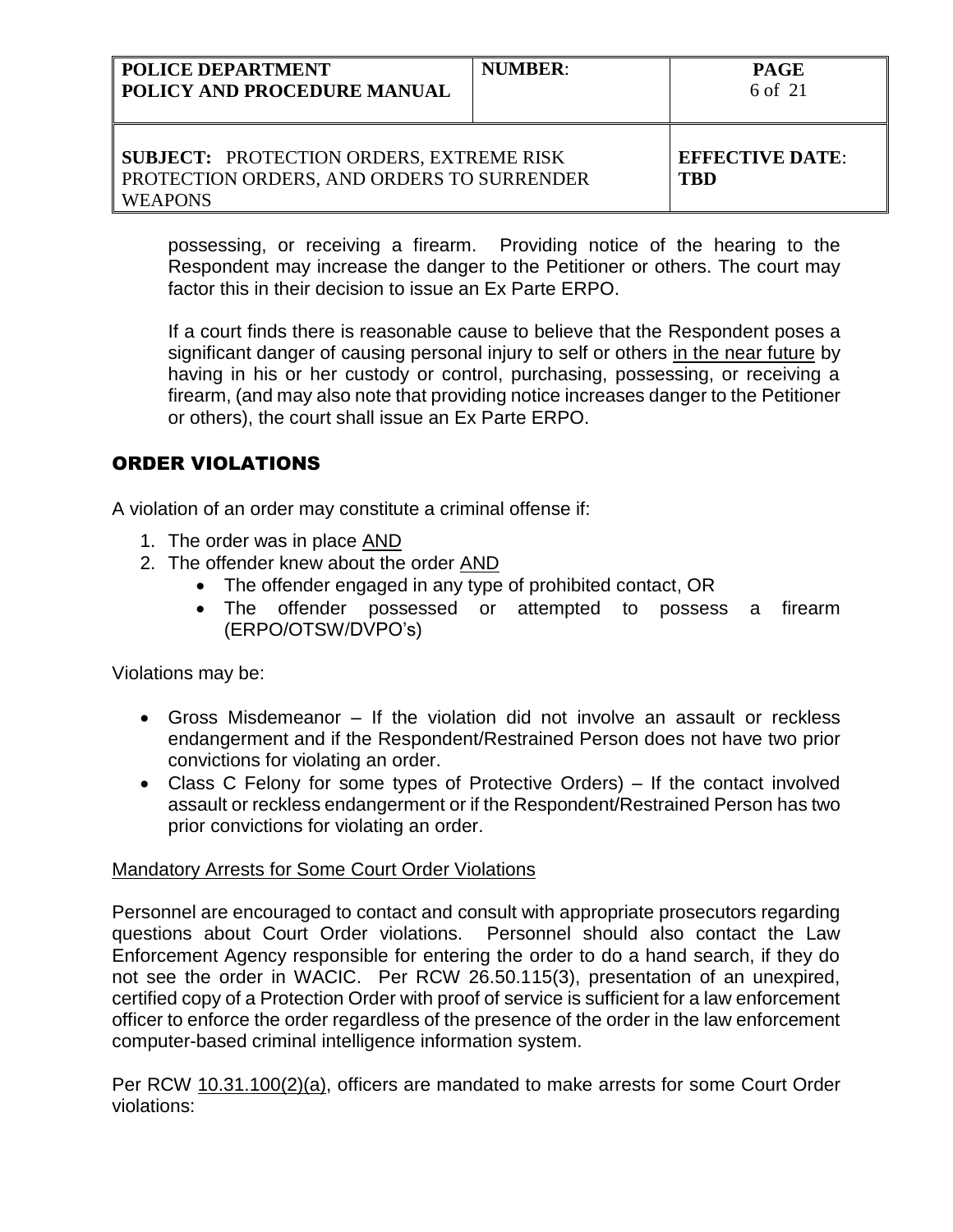possessing, or receiving a firearm. Providing notice of the hearing to the Respondent may increase the danger to the Petitioner or others. The court may factor this in their decision to issue an Ex Parte ERPO.

If a court finds there is reasonable cause to believe that the Respondent poses a significant danger of causing personal injury to self or others <u>in the near future</u> by having in his or her custody or control, purchasing, possessing, or receiving a firearm, (and may also note that providing notice increases danger to the Petitioner or others), the court shall issue an Ex Parte ERPO.

## ORDER VIOLATIONS

A violation of an order may constitute a criminal offense if:

1. The order was in place <u>AND</u>
2. The offender knew about the order <u>AND</u>
    - The offender engaged in any type of prohibited contact, OR
    - The offender possessed or attempted to possess a firearm (ERPO/OTSW/DVPO's)

Violations may be:

- Gross Misdemeanor – If the violation did not involve an assault or reckless endangerment and if the Respondent/Restrained Person does not have two prior convictions for violating an order.
- Class C Felony for some types of Protective Orders) – If the contact involved assault or reckless endangerment or if the Respondent/Restrained Person has two prior convictions for violating an order.

<u>Mandatory Arrests for Some Court Order Violations</u>

Personnel are encouraged to contact and consult with appropriate prosecutors regarding questions about Court Order violations. Personnel should also contact the Law Enforcement Agency responsible for entering the order to do a hand search, if they do not see the order in WACIC. Per RCW 26.50.115(3), presentation of an unexpired, certified copy of a Protection Order with proof of service is sufficient for a law enforcement officer to enforce the order regardless of the presence of the order in the law enforcement computer-based criminal intelligence information system.

Per RCW <u>10.31.100(2)(a)</u>, officers are mandated to make arrests for some Court Order violations: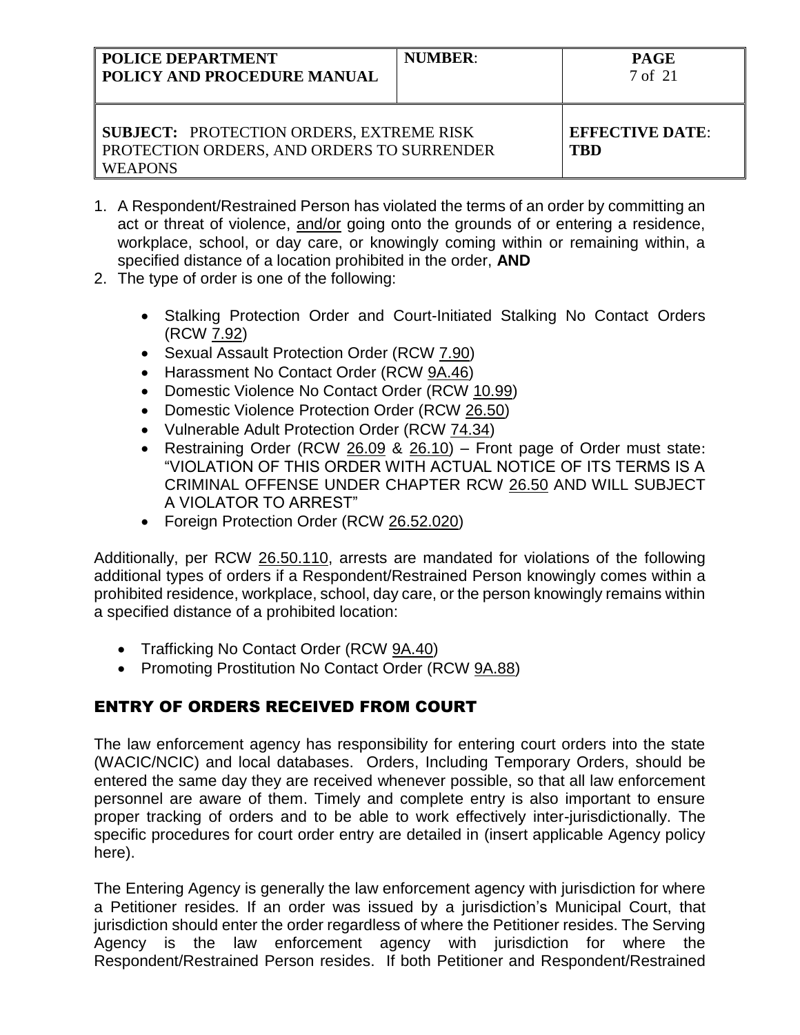1. A Respondent/Restrained Person has violated the terms of an order by committing an act or threat of violence, and/or going onto the grounds of or entering a residence, workplace, school, or day care, or knowingly coming within or remaining within, a specified distance of a location prohibited in the order, **AND**
2. The type of order is one of the following:

   - Stalking Protection Order and Court-Initiated Stalking No Contact Orders (RCW 7.92)
   - Sexual Assault Protection Order (RCW 7.90)
   - Harassment No Contact Order (RCW 9A.46)
   - Domestic Violence No Contact Order (RCW 10.99)
   - Domestic Violence Protection Order (RCW 26.50)
   - Vulnerable Adult Protection Order (RCW 74.34)
   - Restraining Order (RCW 26.09 & 26.10) – Front page of Order must state: "VIOLATION OF THIS ORDER WITH ACTUAL NOTICE OF ITS TERMS IS A CRIMINAL OFFENSE UNDER CHAPTER RCW 26.50 AND WILL SUBJECT A VIOLATOR TO ARREST"
   - Foreign Protection Order (RCW 26.52.020)

Additionally, per RCW 26.50.110, arrests are mandated for violations of the following additional types of orders if a Respondent/Restrained Person knowingly comes within a prohibited residence, workplace, school, day care, or the person knowingly remains within a specified distance of a prohibited location:

- Trafficking No Contact Order (RCW 9A.40)
- Promoting Prostitution No Contact Order (RCW 9A.88)

## ENTRY OF ORDERS RECEIVED FROM COURT

The law enforcement agency has responsibility for entering court orders into the state (WACIC/NCIC) and local databases. Orders, Including Temporary Orders, should be entered the same day they are received whenever possible, so that all law enforcement personnel are aware of them. Timely and complete entry is also important to ensure proper tracking of orders and to be able to work effectively inter-jurisdictionally. The specific procedures for court order entry are detailed in (insert applicable Agency policy here).

The Entering Agency is generally the law enforcement agency with jurisdiction for where a Petitioner resides. If an order was issued by a jurisdiction's Municipal Court, that jurisdiction should enter the order regardless of where the Petitioner resides. The Serving Agency is the law enforcement agency with jurisdiction for where the Respondent/Restrained Person resides. If both Petitioner and Respondent/Restrained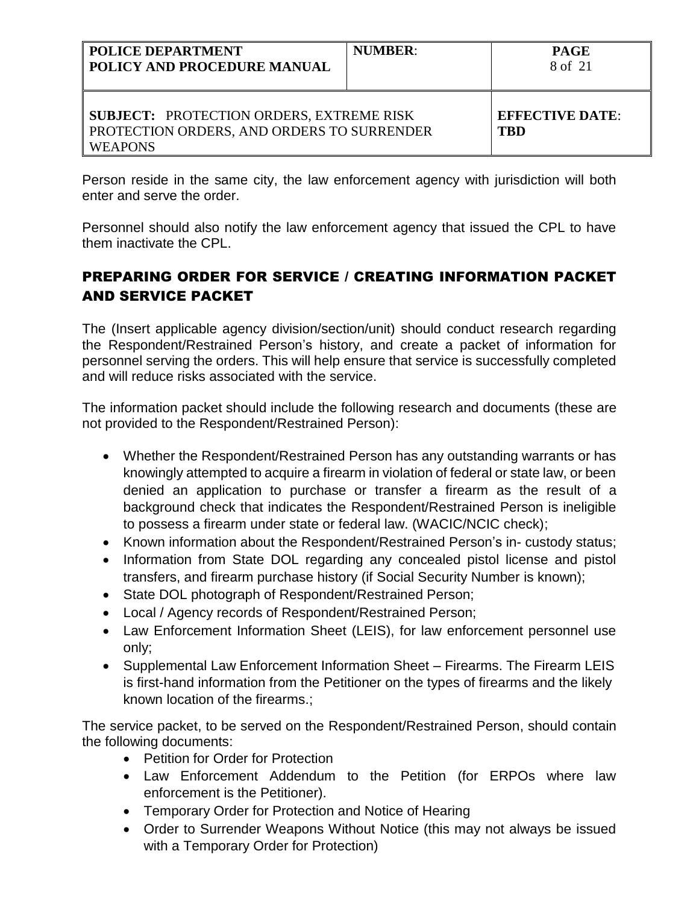Person reside in the same city, the law enforcement agency with jurisdiction will both enter and serve the order.

Personnel should also notify the law enforcement agency that issued the CPL to have them inactivate the CPL.

## PREPARING ORDER FOR SERVICE / CREATING INFORMATION PACKET AND SERVICE PACKET

The (Insert applicable agency division/section/unit) should conduct research regarding the Respondent/Restrained Person's history, and create a packet of information for personnel serving the orders. This will help ensure that service is successfully completed and will reduce risks associated with the service.

The information packet should include the following research and documents (these are not provided to the Respondent/Restrained Person):

- Whether the Respondent/Restrained Person has any outstanding warrants or has knowingly attempted to acquire a firearm in violation of federal or state law, or been denied an application to purchase or transfer a firearm as the result of a background check that indicates the Respondent/Restrained Person is ineligible to possess a firearm under state or federal law. (WACIC/NCIC check);
- Known information about the Respondent/Restrained Person's in- custody status;
- Information from State DOL regarding any concealed pistol license and pistol transfers, and firearm purchase history (if Social Security Number is known);
- State DOL photograph of Respondent/Restrained Person;
- Local / Agency records of Respondent/Restrained Person;
- Law Enforcement Information Sheet (LEIS), for law enforcement personnel use only;
- Supplemental Law Enforcement Information Sheet – Firearms. The Firearm LEIS is first-hand information from the Petitioner on the types of firearms and the likely known location of the firearms.;

The service packet, to be served on the Respondent/Restrained Person, should contain the following documents:

- Petition for Order for Protection
- Law Enforcement Addendum to the Petition (for ERPOs where law enforcement is the Petitioner).
- Temporary Order for Protection and Notice of Hearing
- Order to Surrender Weapons Without Notice (this may not always be issued with a Temporary Order for Protection)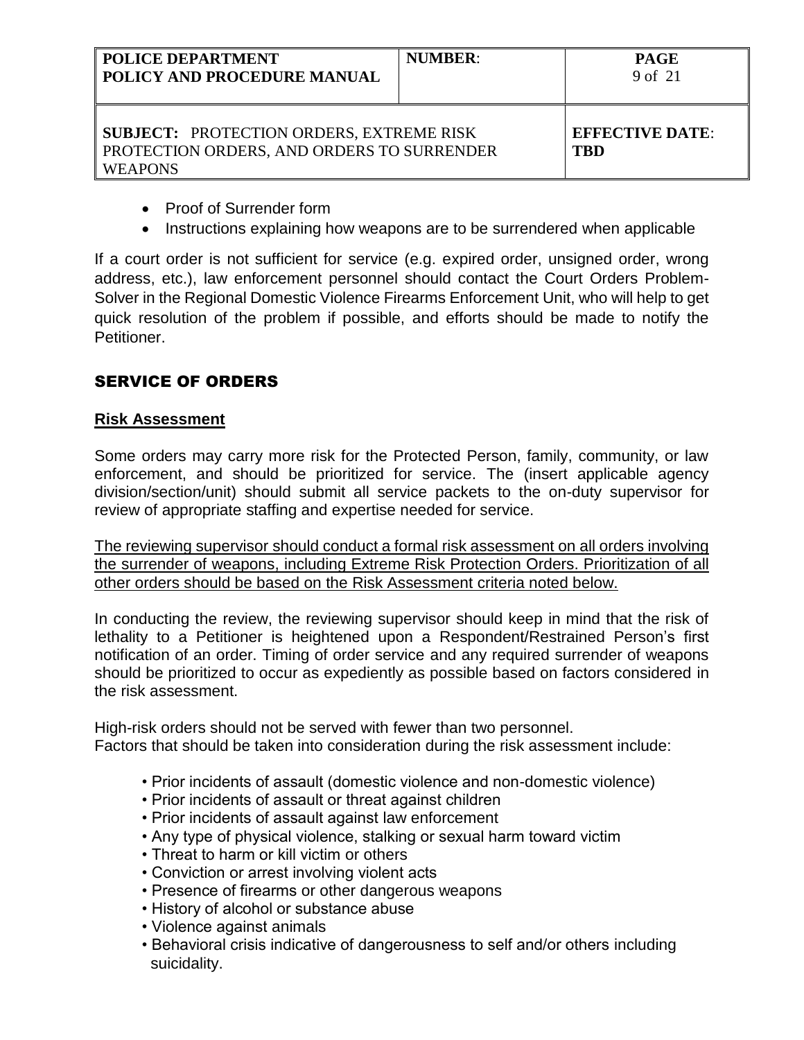- Proof of Surrender form
- Instructions explaining how weapons are to be surrendered when applicable

If a court order is not sufficient for service (e.g. expired order, unsigned order, wrong address, etc.), law enforcement personnel should contact the Court Orders Problem-Solver in the Regional Domestic Violence Firearms Enforcement Unit, who will help to get quick resolution of the problem if possible, and efforts should be made to notify the Petitioner.

## SERVICE OF ORDERS

### Risk Assessment

Some orders may carry more risk for the Protected Person, family, community, or law enforcement, and should be prioritized for service. The (insert applicable agency division/section/unit) should submit all service packets to the on-duty supervisor for review of appropriate staffing and expertise needed for service.

<u>The reviewing supervisor should conduct a formal risk assessment on all orders involving the surrender of weapons, including Extreme Risk Protection Orders. Prioritization of all other orders should be based on the Risk Assessment criteria noted below.</u>

In conducting the review, the reviewing supervisor should keep in mind that the risk of lethality to a Petitioner is heightened upon a Respondent/Restrained Person's first notification of an order. Timing of order service and any required surrender of weapons should be prioritized to occur as expediently as possible based on factors considered in the risk assessment.

High-risk orders should not be served with fewer than two personnel.
Factors that should be taken into consideration during the risk assessment include:

- Prior incidents of assault (domestic violence and non-domestic violence)
- Prior incidents of assault or threat against children
- Prior incidents of assault against law enforcement
- Any type of physical violence, stalking or sexual harm toward victim
- Threat to harm or kill victim or others
- Conviction or arrest involving violent acts
- Presence of firearms or other dangerous weapons
- History of alcohol or substance abuse
- Violence against animals
- Behavioral crisis indicative of dangerousness to self and/or others including suicidality.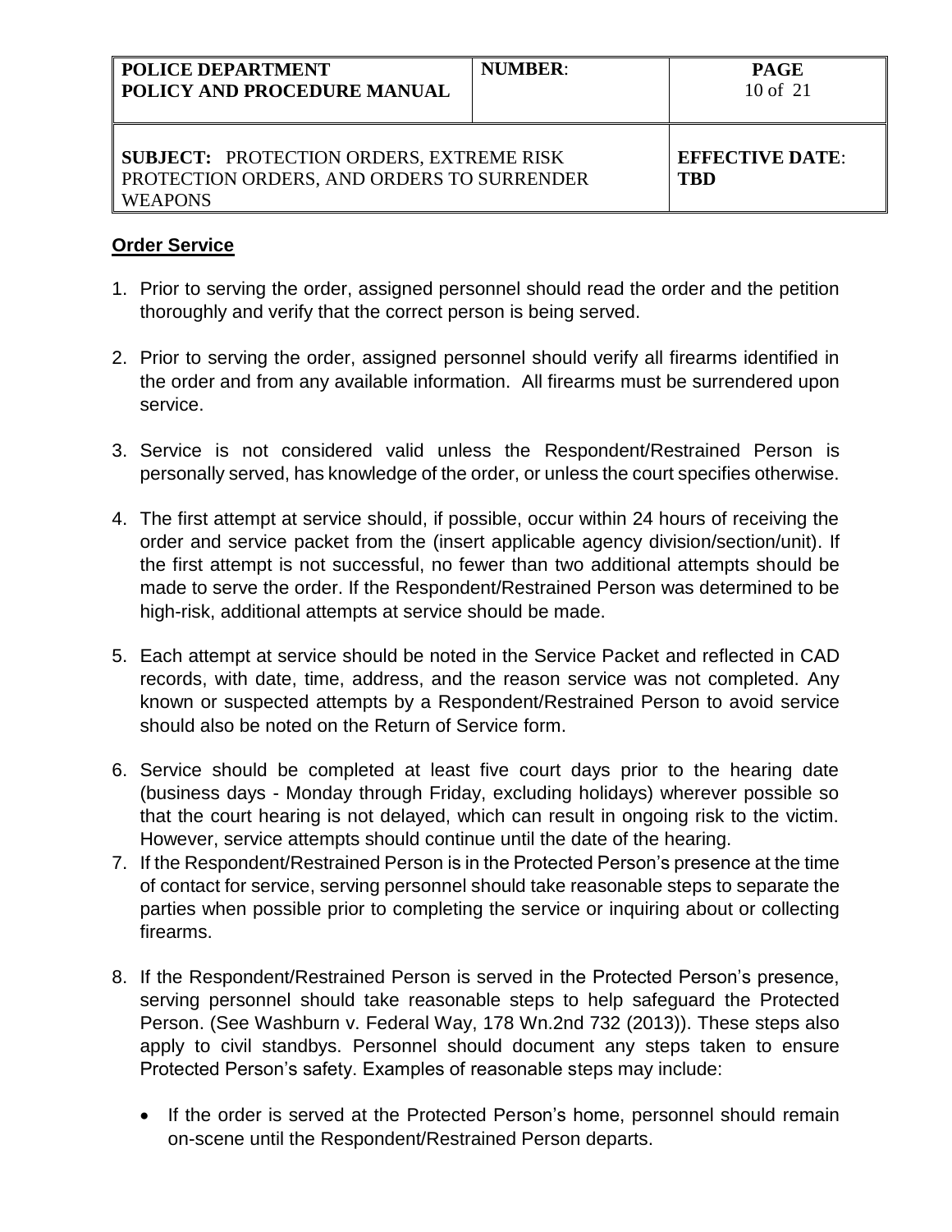## Order Service

1. Prior to serving the order, assigned personnel should read the order and the petition thoroughly and verify that the correct person is being served.

2. Prior to serving the order, assigned personnel should verify all firearms identified in the order and from any available information. All firearms must be surrendered upon service.

3. Service is not considered valid unless the Respondent/Restrained Person is personally served, has knowledge of the order, or unless the court specifies otherwise.

4. The first attempt at service should, if possible, occur within 24 hours of receiving the order and service packet from the (insert applicable agency division/section/unit). If the first attempt is not successful, no fewer than two additional attempts should be made to serve the order. If the Respondent/Restrained Person was determined to be high-risk, additional attempts at service should be made.

5. Each attempt at service should be noted in the Service Packet and reflected in CAD records, with date, time, address, and the reason service was not completed. Any known or suspected attempts by a Respondent/Restrained Person to avoid service should also be noted on the Return of Service form.

6. Service should be completed at least five court days prior to the hearing date (business days - Monday through Friday, excluding holidays) wherever possible so that the court hearing is not delayed, which can result in ongoing risk to the victim. However, service attempts should continue until the date of the hearing.

7. If the Respondent/Restrained Person is in the Protected Person's presence at the time of contact for service, serving personnel should take reasonable steps to separate the parties when possible prior to completing the service or inquiring about or collecting firearms.

8. If the Respondent/Restrained Person is served in the Protected Person's presence, serving personnel should take reasonable steps to help safeguard the Protected Person. (See Washburn v. Federal Way, 178 Wn.2nd 732 (2013)). These steps also apply to civil standbys. Personnel should document any steps taken to ensure Protected Person's safety. Examples of reasonable steps may include:

   - If the order is served at the Protected Person's home, personnel should remain on-scene until the Respondent/Restrained Person departs.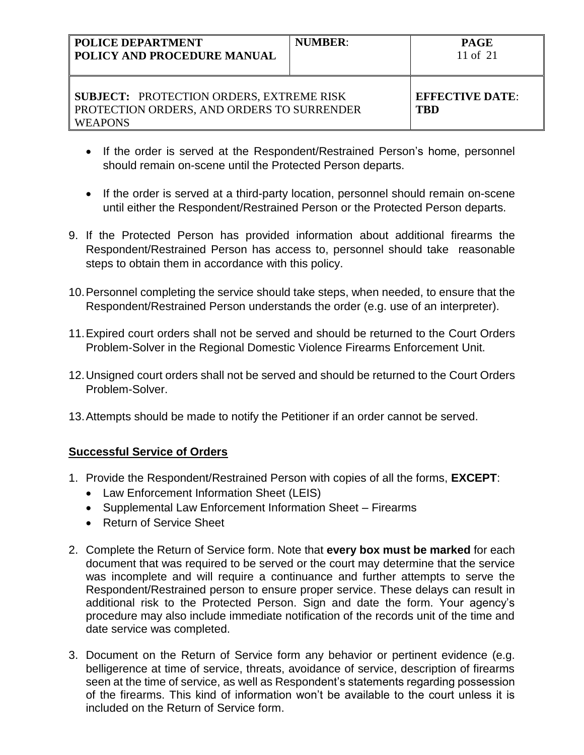- If the order is served at the Respondent/Restrained Person's home, personnel should remain on-scene until the Protected Person departs.

- If the order is served at a third-party location, personnel should remain on-scene until either the Respondent/Restrained Person or the Protected Person departs.

9. If the Protected Person has provided information about additional firearms the Respondent/Restrained Person has access to, personnel should take reasonable steps to obtain them in accordance with this policy.

10. Personnel completing the service should take steps, when needed, to ensure that the Respondent/Restrained Person understands the order (e.g. use of an interpreter).

11. Expired court orders shall not be served and should be returned to the Court Orders Problem-Solver in the Regional Domestic Violence Firearms Enforcement Unit.

12. Unsigned court orders shall not be served and should be returned to the Court Orders Problem-Solver.

13. Attempts should be made to notify the Petitioner if an order cannot be served.

**Successful Service of Orders**

1. Provide the Respondent/Restrained Person with copies of all the forms, **EXCEPT**:
   - Law Enforcement Information Sheet (LEIS)
   - Supplemental Law Enforcement Information Sheet – Firearms
   - Return of Service Sheet

2. Complete the Return of Service form. Note that **every box must be marked** for each document that was required to be served or the court may determine that the service was incomplete and will require a continuance and further attempts to serve the Respondent/Restrained person to ensure proper service. These delays can result in additional risk to the Protected Person. Sign and date the form. Your agency's procedure may also include immediate notification of the records unit of the time and date service was completed.

3. Document on the Return of Service form any behavior or pertinent evidence (e.g. belligerence at time of service, threats, avoidance of service, description of firearms seen at the time of service, as well as Respondent's statements regarding possession of the firearms. This kind of information won't be available to the court unless it is included on the Return of Service form.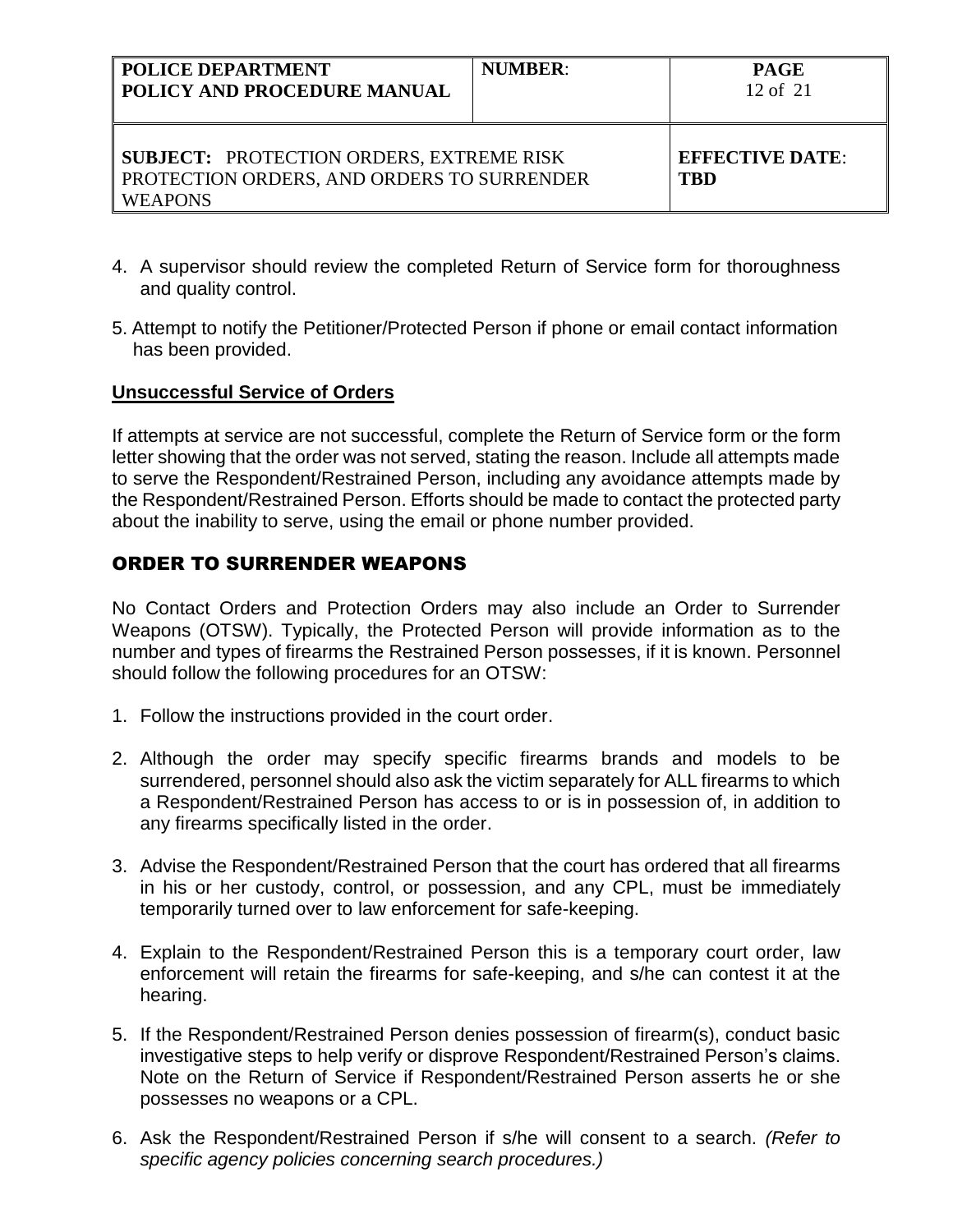4. A supervisor should review the completed Return of Service form for thoroughness and quality control.

5. Attempt to notify the Petitioner/Protected Person if phone or email contact information has been provided.

**Unsuccessful Service of Orders**

If attempts at service are not successful, complete the Return of Service form or the form letter showing that the order was not served, stating the reason. Include all attempts made to serve the Respondent/Restrained Person, including any avoidance attempts made by the Respondent/Restrained Person. Efforts should be made to contact the protected party about the inability to serve, using the email or phone number provided.

## ORDER TO SURRENDER WEAPONS

No Contact Orders and Protection Orders may also include an Order to Surrender Weapons (OTSW). Typically, the Protected Person will provide information as to the number and types of firearms the Restrained Person possesses, if it is known. Personnel should follow the following procedures for an OTSW:

1. Follow the instructions provided in the court order.

2. Although the order may specify specific firearms brands and models to be surrendered, personnel should also ask the victim separately for ALL firearms to which a Respondent/Restrained Person has access to or is in possession of, in addition to any firearms specifically listed in the order.

3. Advise the Respondent/Restrained Person that the court has ordered that all firearms in his or her custody, control, or possession, and any CPL, must be immediately temporarily turned over to law enforcement for safe-keeping.

4. Explain to the Respondent/Restrained Person this is a temporary court order, law enforcement will retain the firearms for safe-keeping, and s/he can contest it at the hearing.

5. If the Respondent/Restrained Person denies possession of firearm(s), conduct basic investigative steps to help verify or disprove Respondent/Restrained Person's claims. Note on the Return of Service if Respondent/Restrained Person asserts he or she possesses no weapons or a CPL.

6. Ask the Respondent/Restrained Person if s/he will consent to a search. *(Refer to specific agency policies concerning search procedures.)*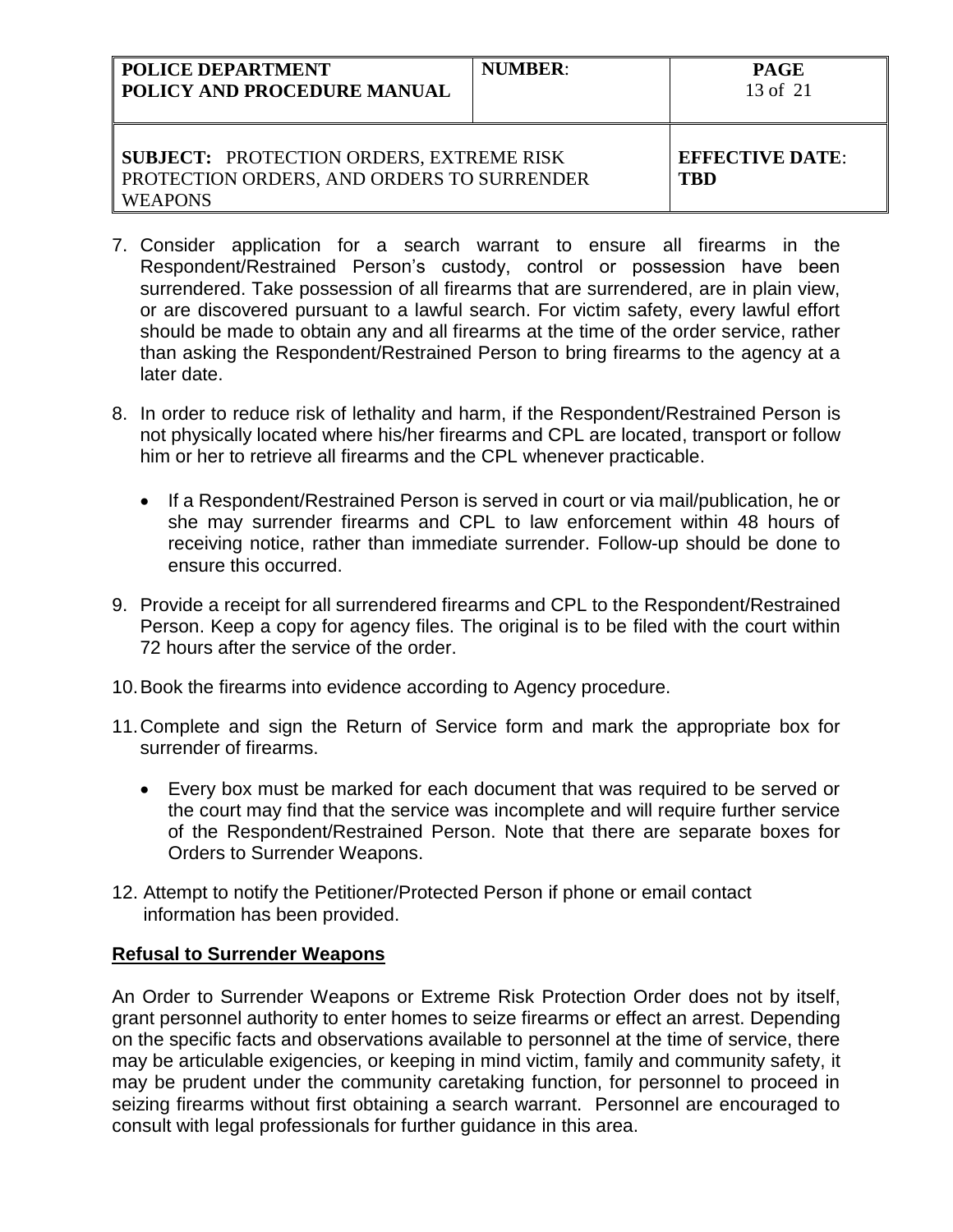7. Consider application for a search warrant to ensure all firearms in the Respondent/Restrained Person's custody, control or possession have been surrendered. Take possession of all firearms that are surrendered, are in plain view, or are discovered pursuant to a lawful search. For victim safety, every lawful effort should be made to obtain any and all firearms at the time of the order service, rather than asking the Respondent/Restrained Person to bring firearms to the agency at a later date.

8. In order to reduce risk of lethality and harm, if the Respondent/Restrained Person is not physically located where his/her firearms and CPL are located, transport or follow him or her to retrieve all firearms and the CPL whenever practicable.

   - If a Respondent/Restrained Person is served in court or via mail/publication, he or she may surrender firearms and CPL to law enforcement within 48 hours of receiving notice, rather than immediate surrender. Follow-up should be done to ensure this occurred.

9. Provide a receipt for all surrendered firearms and CPL to the Respondent/Restrained Person. Keep a copy for agency files. The original is to be filed with the court within 72 hours after the service of the order.

10. Book the firearms into evidence according to Agency procedure.

11. Complete and sign the Return of Service form and mark the appropriate box for surrender of firearms.

    - Every box must be marked for each document that was required to be served or the court may find that the service was incomplete and will require further service of the Respondent/Restrained Person. Note that there are separate boxes for Orders to Surrender Weapons.

12. Attempt to notify the Petitioner/Protected Person if phone or email contact information has been provided.

**Refusal to Surrender Weapons**

An Order to Surrender Weapons or Extreme Risk Protection Order does not by itself, grant personnel authority to enter homes to seize firearms or effect an arrest. Depending on the specific facts and observations available to personnel at the time of service, there may be articulable exigencies, or keeping in mind victim, family and community safety, it may be prudent under the community caretaking function, for personnel to proceed in seizing firearms without first obtaining a search warrant. Personnel are encouraged to consult with legal professionals for further guidance in this area.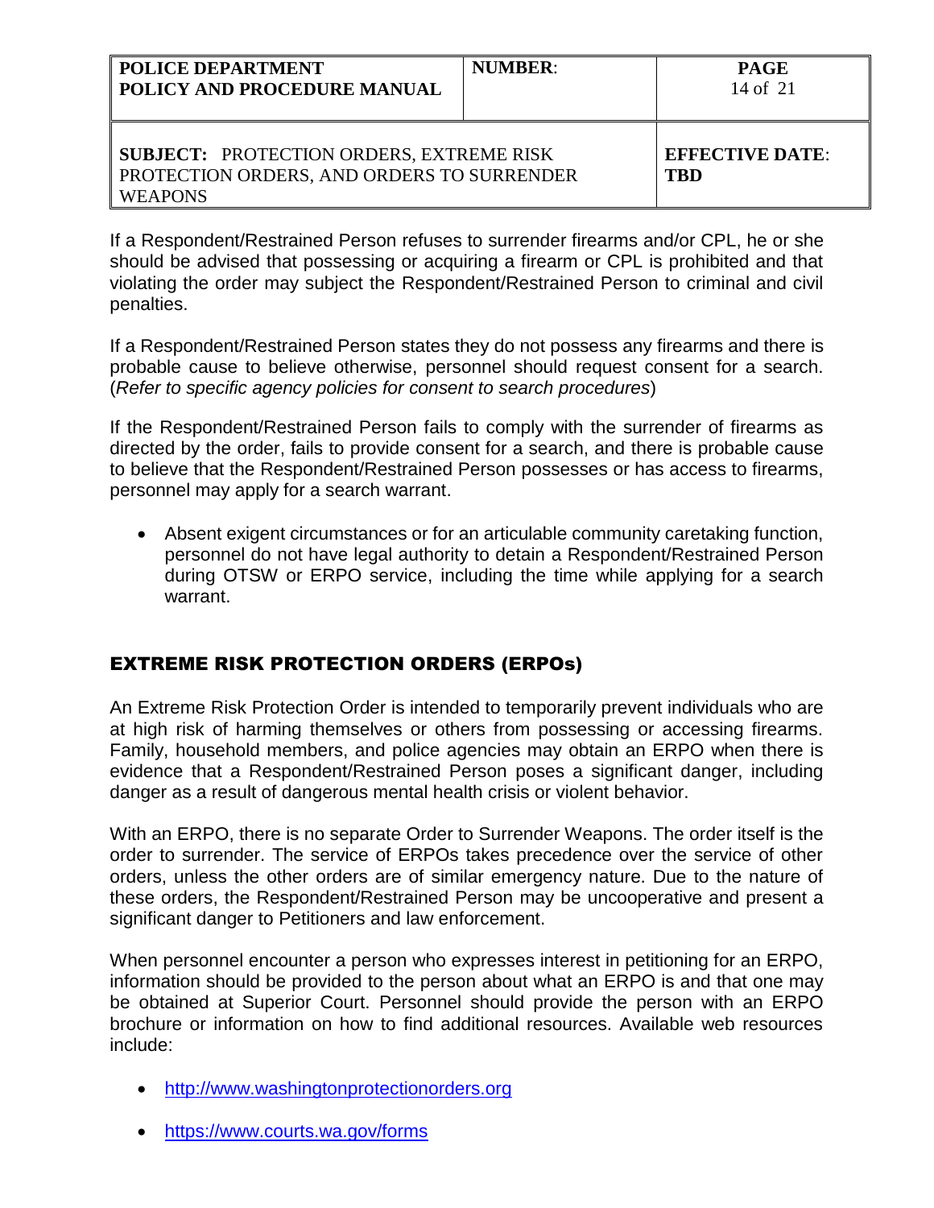If a Respondent/Restrained Person refuses to surrender firearms and/or CPL, he or she should be advised that possessing or acquiring a firearm or CPL is prohibited and that violating the order may subject the Respondent/Restrained Person to criminal and civil penalties.

If a Respondent/Restrained Person states they do not possess any firearms and there is probable cause to believe otherwise, personnel should request consent for a search. (*Refer to specific agency policies for consent to search procedures*)

If the Respondent/Restrained Person fails to comply with the surrender of firearms as directed by the order, fails to provide consent for a search, and there is probable cause to believe that the Respondent/Restrained Person possesses or has access to firearms, personnel may apply for a search warrant.

- Absent exigent circumstances or for an articulable community caretaking function, personnel do not have legal authority to detain a Respondent/Restrained Person during OTSW or ERPO service, including the time while applying for a search warrant.

## EXTREME RISK PROTECTION ORDERS (ERPOs)

An Extreme Risk Protection Order is intended to temporarily prevent individuals who are at high risk of harming themselves or others from possessing or accessing firearms. Family, household members, and police agencies may obtain an ERPO when there is evidence that a Respondent/Restrained Person poses a significant danger, including danger as a result of dangerous mental health crisis or violent behavior.

With an ERPO, there is no separate Order to Surrender Weapons. The order itself is the order to surrender. The service of ERPOs takes precedence over the service of other orders, unless the other orders are of similar emergency nature. Due to the nature of these orders, the Respondent/Restrained Person may be uncooperative and present a significant danger to Petitioners and law enforcement.

When personnel encounter a person who expresses interest in petitioning for an ERPO, information should be provided to the person about what an ERPO is and that one may be obtained at Superior Court. Personnel should provide the person with an ERPO brochure or information on how to find additional resources. Available web resources include:

- http://www.washingtonprotectionorders.org
- https://www.courts.wa.gov/forms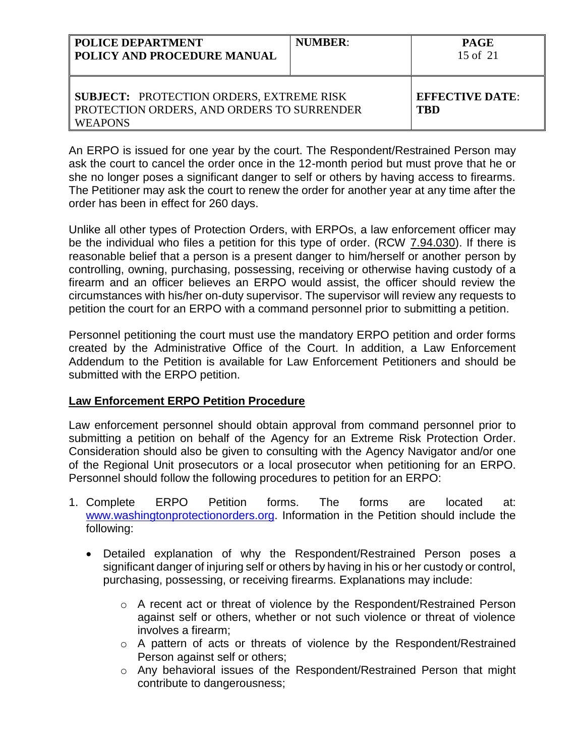An ERPO is issued for one year by the court. The Respondent/Restrained Person may ask the court to cancel the order once in the 12-month period but must prove that he or she no longer poses a significant danger to self or others by having access to firearms. The Petitioner may ask the court to renew the order for another year at any time after the order has been in effect for 260 days.

Unlike all other types of Protection Orders, with ERPOs, a law enforcement officer may be the individual who files a petition for this type of order. (RCW 7.94.030). If there is reasonable belief that a person is a present danger to him/herself or another person by controlling, owning, purchasing, possessing, receiving or otherwise having custody of a firearm and an officer believes an ERPO would assist, the officer should review the circumstances with his/her on-duty supervisor. The supervisor will review any requests to petition the court for an ERPO with a command personnel prior to submitting a petition.

Personnel petitioning the court must use the mandatory ERPO petition and order forms created by the Administrative Office of the Court. In addition, a Law Enforcement Addendum to the Petition is available for Law Enforcement Petitioners and should be submitted with the ERPO petition.

**Law Enforcement ERPO Petition Procedure**

Law enforcement personnel should obtain approval from command personnel prior to submitting a petition on behalf of the Agency for an Extreme Risk Protection Order. Consideration should also be given to consulting with the Agency Navigator and/or one of the Regional Unit prosecutors or a local prosecutor when petitioning for an ERPO. Personnel should follow the following procedures to petition for an ERPO:

1. Complete ERPO Petition forms. The forms are located at: www.washingtonprotectionorders.org. Information in the Petition should include the following:
   - Detailed explanation of why the Respondent/Restrained Person poses a significant danger of injuring self or others by having in his or her custody or control, purchasing, possessing, or receiving firearms. Explanations may include:
     - A recent act or threat of violence by the Respondent/Restrained Person against self or others, whether or not such violence or threat of violence involves a firearm;
     - A pattern of acts or threats of violence by the Respondent/Restrained Person against self or others;
     - Any behavioral issues of the Respondent/Restrained Person that might contribute to dangerousness;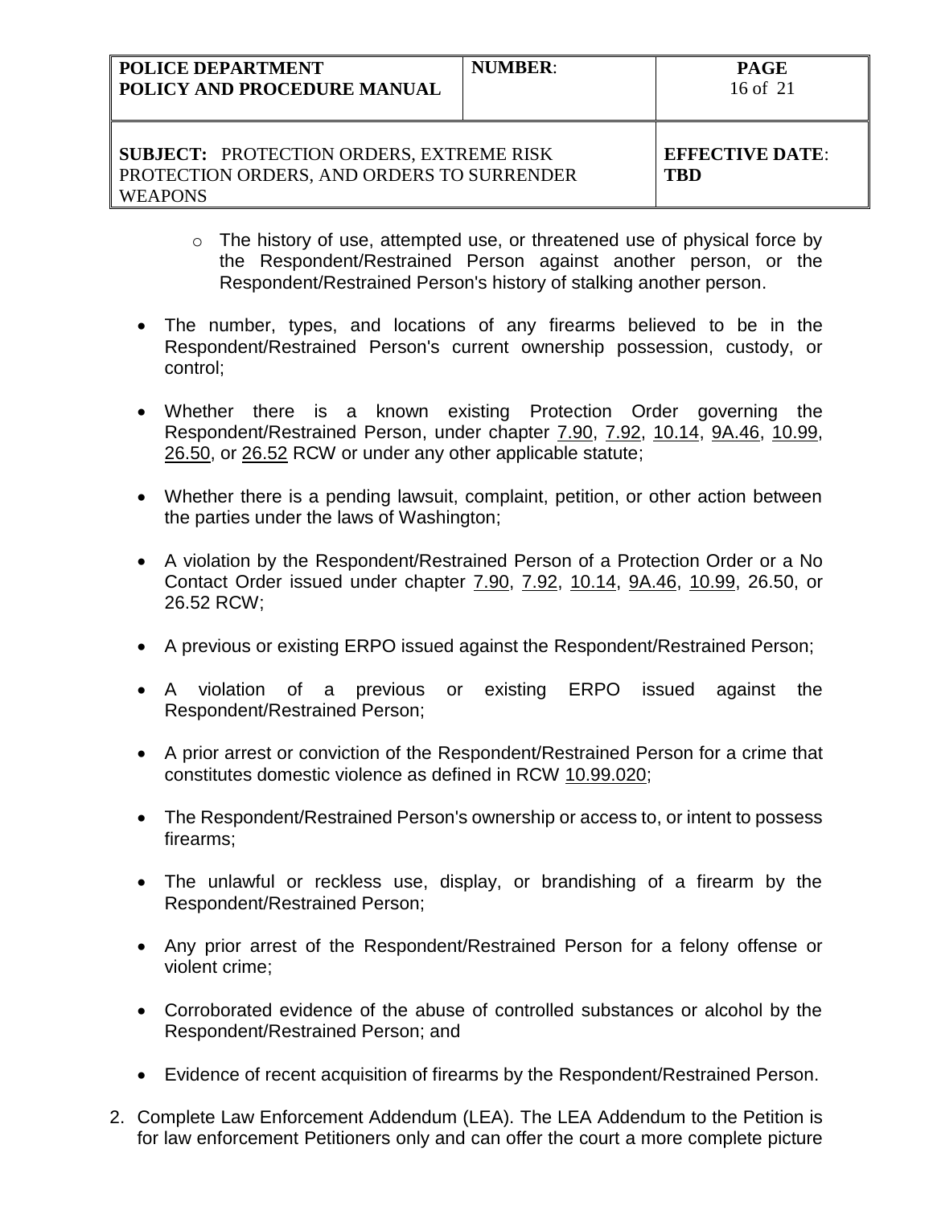- The history of use, attempted use, or threatened use of physical force by the Respondent/Restrained Person against another person, or the Respondent/Restrained Person's history of stalking another person.

- The number, types, and locations of any firearms believed to be in the Respondent/Restrained Person's current ownership possession, custody, or control;

- Whether there is a known existing Protection Order governing the Respondent/Restrained Person, under chapter 7.90, 7.92, 10.14, 9A.46, 10.99, 26.50, or 26.52 RCW or under any other applicable statute;

- Whether there is a pending lawsuit, complaint, petition, or other action between the parties under the laws of Washington;

- A violation by the Respondent/Restrained Person of a Protection Order or a No Contact Order issued under chapter 7.90, 7.92, 10.14, 9A.46, 10.99, 26.50, or 26.52 RCW;

- A previous or existing ERPO issued against the Respondent/Restrained Person;

- A violation of a previous or existing ERPO issued against the Respondent/Restrained Person;

- A prior arrest or conviction of the Respondent/Restrained Person for a crime that constitutes domestic violence as defined in RCW 10.99.020;

- The Respondent/Restrained Person's ownership or access to, or intent to possess firearms;

- The unlawful or reckless use, display, or brandishing of a firearm by the Respondent/Restrained Person;

- Any prior arrest of the Respondent/Restrained Person for a felony offense or violent crime;

- Corroborated evidence of the abuse of controlled substances or alcohol by the Respondent/Restrained Person; and

- Evidence of recent acquisition of firearms by the Respondent/Restrained Person.

2. Complete Law Enforcement Addendum (LEA). The LEA Addendum to the Petition is for law enforcement Petitioners only and can offer the court a more complete picture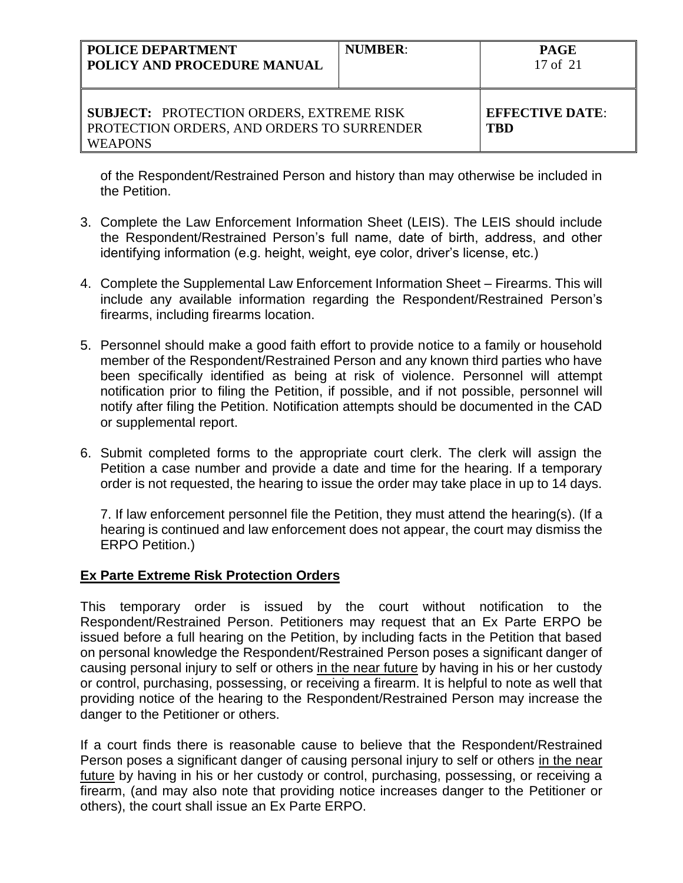of the Respondent/Restrained Person and history than may otherwise be included in the Petition.

3. Complete the Law Enforcement Information Sheet (LEIS). The LEIS should include the Respondent/Restrained Person's full name, date of birth, address, and other identifying information (e.g. height, weight, eye color, driver's license, etc.)

4. Complete the Supplemental Law Enforcement Information Sheet – Firearms. This will include any available information regarding the Respondent/Restrained Person's firearms, including firearms location.

5. Personnel should make a good faith effort to provide notice to a family or household member of the Respondent/Restrained Person and any known third parties who have been specifically identified as being at risk of violence. Personnel will attempt notification prior to filing the Petition, if possible, and if not possible, personnel will notify after filing the Petition. Notification attempts should be documented in the CAD or supplemental report.

6. Submit completed forms to the appropriate court clerk. The clerk will assign the Petition a case number and provide a date and time for the hearing. If a temporary order is not requested, the hearing to issue the order may take place in up to 14 days.

7. If law enforcement personnel file the Petition, they must attend the hearing(s). (If a hearing is continued and law enforcement does not appear, the court may dismiss the ERPO Petition.)

## <u>Ex Parte Extreme Risk Protection Orders</u>

This temporary order is issued by the court without notification to the Respondent/Restrained Person. Petitioners may request that an Ex Parte ERPO be issued before a full hearing on the Petition, by including facts in the Petition that based on personal knowledge the Respondent/Restrained Person poses a significant danger of causing personal injury to self or others <u>in the near future</u> by having in his or her custody or control, purchasing, possessing, or receiving a firearm. It is helpful to note as well that providing notice of the hearing to the Respondent/Restrained Person may increase the danger to the Petitioner or others.

If a court finds there is reasonable cause to believe that the Respondent/Restrained Person poses a significant danger of causing personal injury to self or others <u>in the near future</u> by having in his or her custody or control, purchasing, possessing, or receiving a firearm, (and may also note that providing notice increases danger to the Petitioner or others), the court shall issue an Ex Parte ERPO.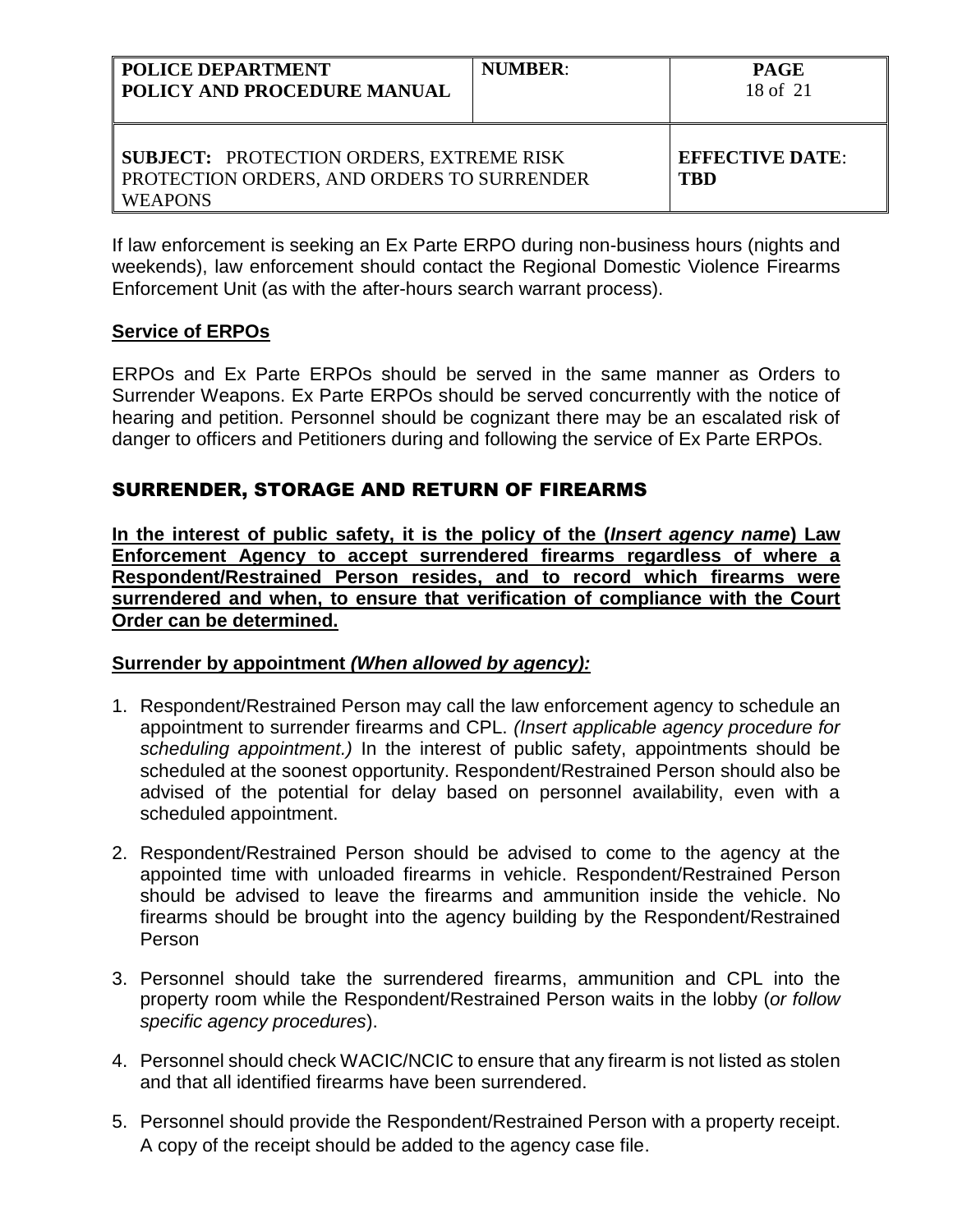If law enforcement is seeking an Ex Parte ERPO during non-business hours (nights and weekends), law enforcement should contact the Regional Domestic Violence Firearms Enforcement Unit (as with the after-hours search warrant process).

**Service of ERPOs**

ERPOs and Ex Parte ERPOs should be served in the same manner as Orders to Surrender Weapons. Ex Parte ERPOs should be served concurrently with the notice of hearing and petition. Personnel should be cognizant there may be an escalated risk of danger to officers and Petitioners during and following the service of Ex Parte ERPOs.

## SURRENDER, STORAGE AND RETURN OF FIREARMS

**In the interest of public safety, it is the policy of the (*Insert agency name*) Law Enforcement Agency to accept surrendered firearms regardless of where a Respondent/Restrained Person resides, and to record which firearms were surrendered and when, to ensure that verification of compliance with the Court Order can be determined.**

**Surrender by appointment *(When allowed by agency):***

1. Respondent/Restrained Person may call the law enforcement agency to schedule an appointment to surrender firearms and CPL. *(Insert applicable agency procedure for scheduling appointment.)* In the interest of public safety, appointments should be scheduled at the soonest opportunity. Respondent/Restrained Person should also be advised of the potential for delay based on personnel availability, even with a scheduled appointment.

2. Respondent/Restrained Person should be advised to come to the agency at the appointed time with unloaded firearms in vehicle. Respondent/Restrained Person should be advised to leave the firearms and ammunition inside the vehicle. No firearms should be brought into the agency building by the Respondent/Restrained Person

3. Personnel should take the surrendered firearms, ammunition and CPL into the property room while the Respondent/Restrained Person waits in the lobby (*or follow specific agency procedures*).

4. Personnel should check WACIC/NCIC to ensure that any firearm is not listed as stolen and that all identified firearms have been surrendered.

5. Personnel should provide the Respondent/Restrained Person with a property receipt. A copy of the receipt should be added to the agency case file.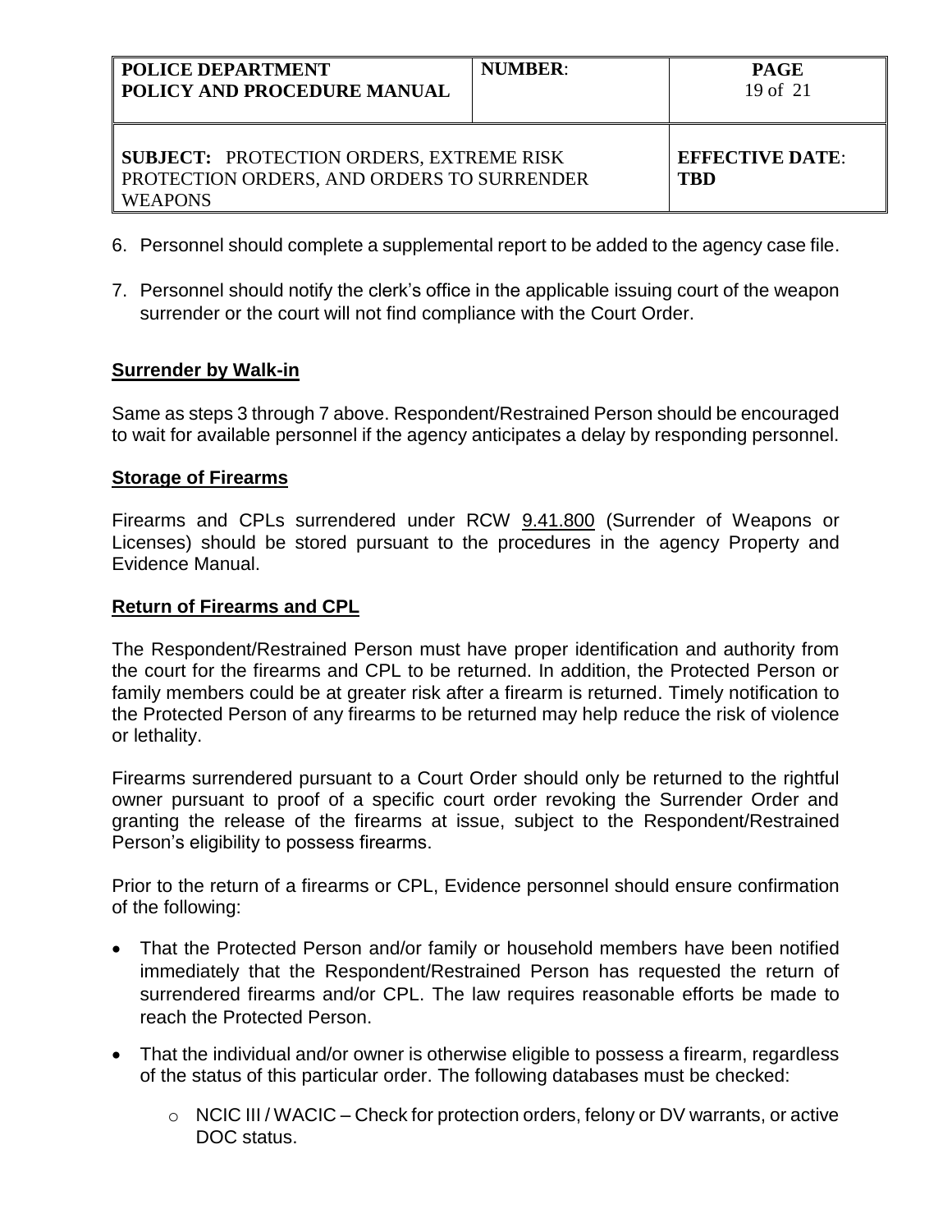6. Personnel should complete a supplemental report to be added to the agency case file.

7. Personnel should notify the clerk's office in the applicable issuing court of the weapon surrender or the court will not find compliance with the Court Order.

## Surrender by Walk-in

Same as steps 3 through 7 above. Respondent/Restrained Person should be encouraged to wait for available personnel if the agency anticipates a delay by responding personnel.

## Storage of Firearms

Firearms and CPLs surrendered under RCW 9.41.800 (Surrender of Weapons or Licenses) should be stored pursuant to the procedures in the agency Property and Evidence Manual.

## Return of Firearms and CPL

The Respondent/Restrained Person must have proper identification and authority from the court for the firearms and CPL to be returned. In addition, the Protected Person or family members could be at greater risk after a firearm is returned. Timely notification to the Protected Person of any firearms to be returned may help reduce the risk of violence or lethality.

Firearms surrendered pursuant to a Court Order should only be returned to the rightful owner pursuant to proof of a specific court order revoking the Surrender Order and granting the release of the firearms at issue, subject to the Respondent/Restrained Person's eligibility to possess firearms.

Prior to the return of a firearms or CPL, Evidence personnel should ensure confirmation of the following:

- That the Protected Person and/or family or household members have been notified immediately that the Respondent/Restrained Person has requested the return of surrendered firearms and/or CPL. The law requires reasonable efforts be made to reach the Protected Person.
- That the individual and/or owner is otherwise eligible to possess a firearm, regardless of the status of this particular order. The following databases must be checked:
  - NCIC III / WACIC – Check for protection orders, felony or DV warrants, or active DOC status.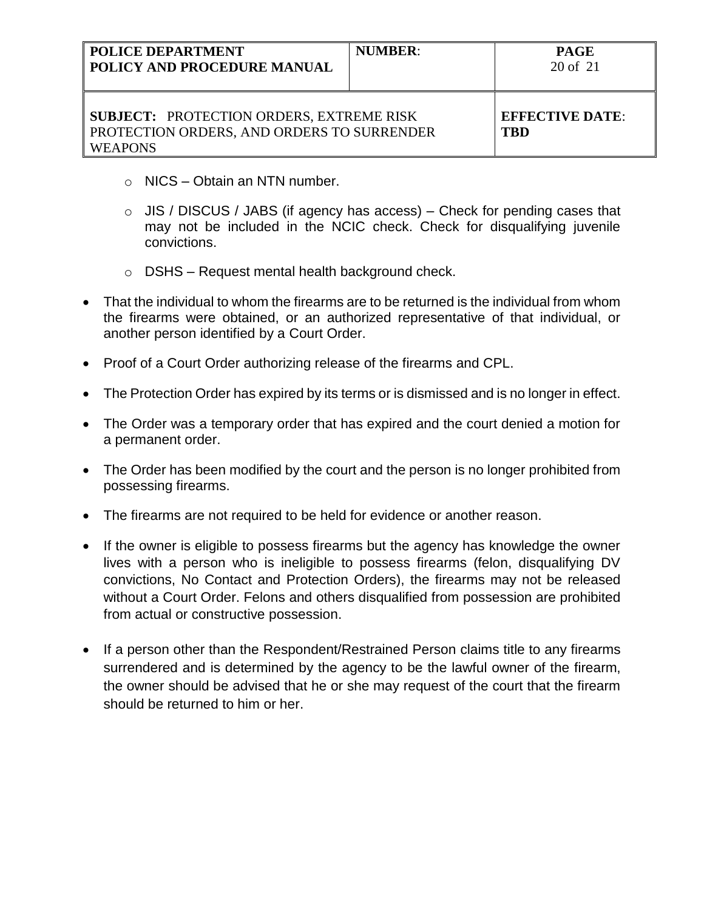- NICS – Obtain an NTN number.
  - JIS / DISCUS / JABS (if agency has access) – Check for pending cases that may not be included in the NCIC check. Check for disqualifying juvenile convictions.
  - DSHS – Request mental health background check.

- That the individual to whom the firearms are to be returned is the individual from whom the firearms were obtained, or an authorized representative of that individual, or another person identified by a Court Order.
- Proof of a Court Order authorizing release of the firearms and CPL.
- The Protection Order has expired by its terms or is dismissed and is no longer in effect.
- The Order was a temporary order that has expired and the court denied a motion for a permanent order.
- The Order has been modified by the court and the person is no longer prohibited from possessing firearms.
- The firearms are not required to be held for evidence or another reason.
- If the owner is eligible to possess firearms but the agency has knowledge the owner lives with a person who is ineligible to possess firearms (felon, disqualifying DV convictions, No Contact and Protection Orders), the firearms may not be released without a Court Order. Felons and others disqualified from possession are prohibited from actual or constructive possession.
- If a person other than the Respondent/Restrained Person claims title to any firearms surrendered and is determined by the agency to be the lawful owner of the firearm, the owner should be advised that he or she may request of the court that the firearm should be returned to him or her.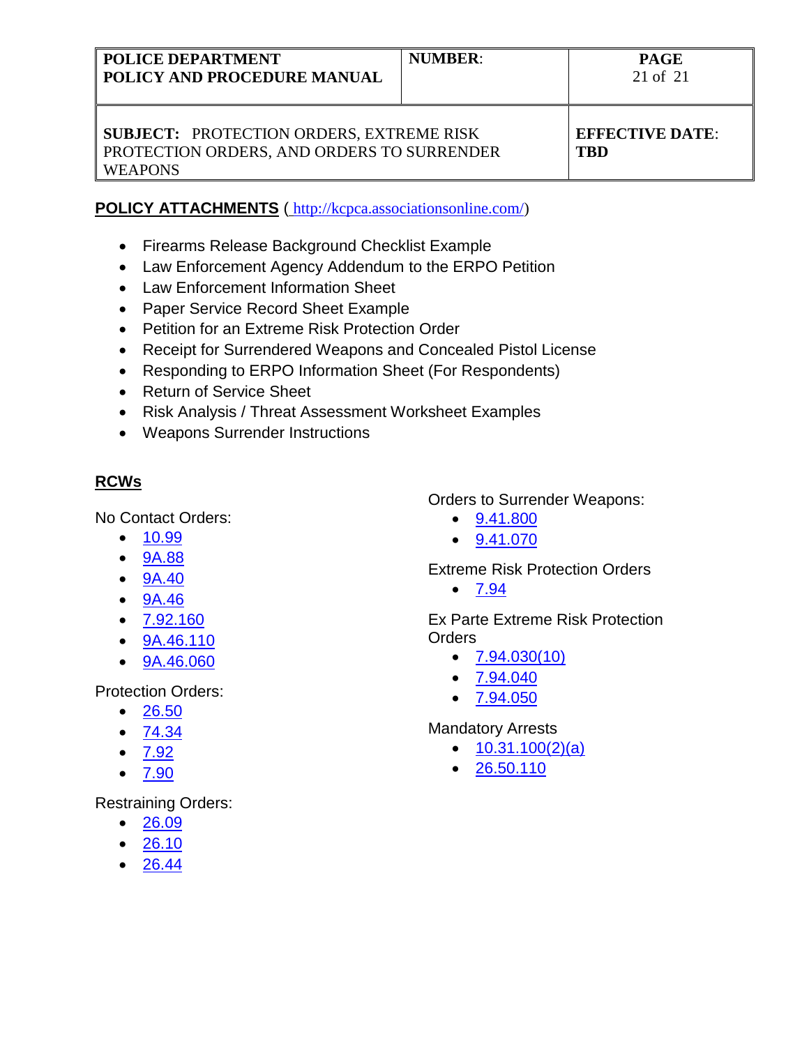**POLICY ATTACHMENTS** ( http://kcpca.associationsonline.com/)

- Firearms Release Background Checklist Example
- Law Enforcement Agency Addendum to the ERPO Petition
- Law Enforcement Information Sheet
- Paper Service Record Sheet Example
- Petition for an Extreme Risk Protection Order
- Receipt for Surrendered Weapons and Concealed Pistol License
- Responding to ERPO Information Sheet (For Respondents)
- Return of Service Sheet
- Risk Analysis / Threat Assessment Worksheet Examples
- Weapons Surrender Instructions

**RCWs**

No Contact Orders:

- 10.99
- 9A.88
- 9A.40
- 9A.46
- 7.92.160
- 9A.46.110
- 9A.46.060

Protection Orders:

- 26.50
- 74.34
- 7.92
- 7.90

Restraining Orders:

- 26.09
- 26.10
- 26.44

Orders to Surrender Weapons:

- 9.41.800
- 9.41.070

Extreme Risk Protection Orders

- 7.94

Ex Parte Extreme Risk Protection Orders

- 7.94.030(10)
- 7.94.040
- 7.94.050

Mandatory Arrests

- 10.31.100(2)(a)
- 26.50.110